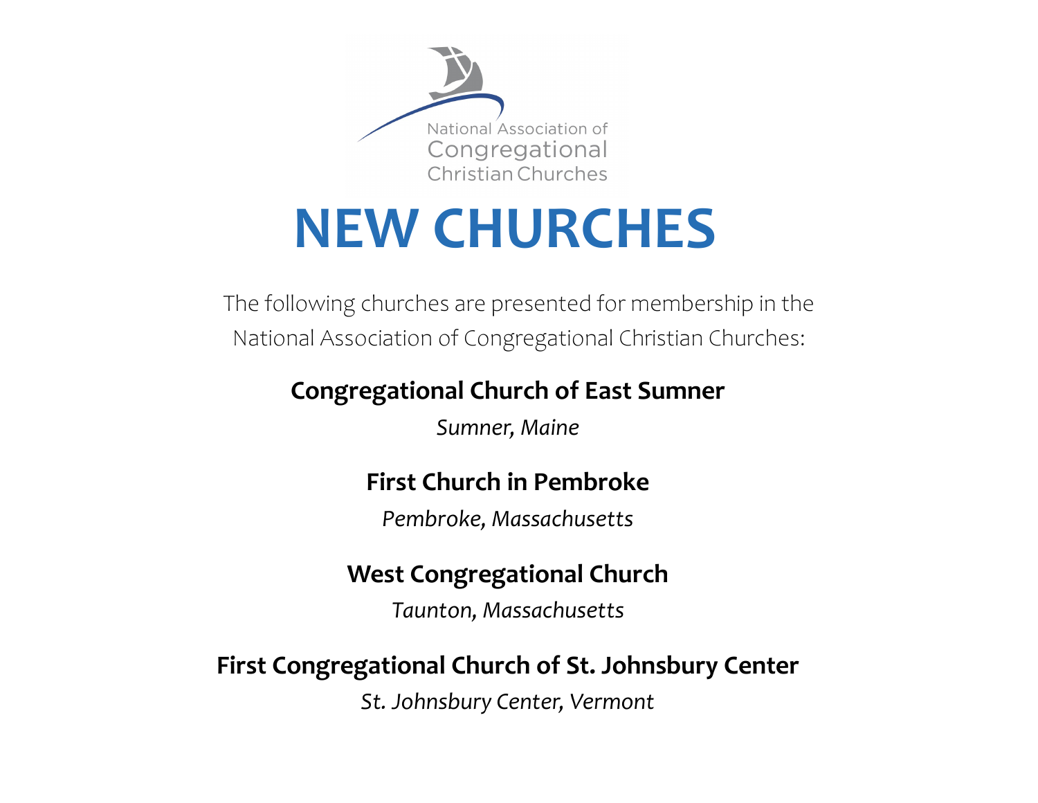National Association of Congregational Christian Churches

# NEW CHURCHES

The following churches are presented for membership in the National Association of Congregational Christian Churches:

**Congregational Church of East Sumner**

*Sumner, Maine*

**First Church in Pembroke**

*Pembroke, Massachusetts*

**West Congregational Church**

*Taunton, Massachusetts*

**First Congregational Church of St. Johnsbury Center**

*St. Johnsbury Center, Vermont*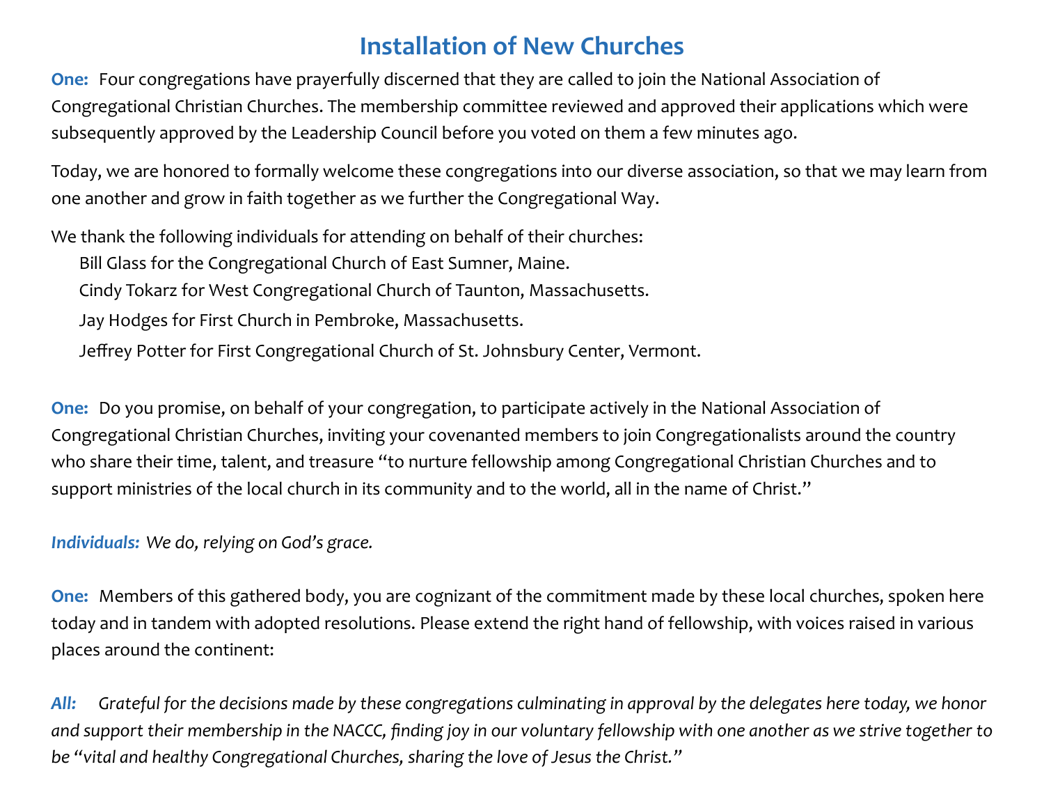# Installation of New Churches

**One:** Four congregations have prayerfully discerned that they are called to join the National Association of Congregational Christian Churches. The membership committee reviewed and approved their applications which were subsequently approved by the Leadership Council before you voted on them a few minutes ago.

Today, we are honored to formally welcome these congregations into our diverse association, so that we may learn from one another and grow in faith together as we further the Congregational Way.

We thank the following individuals for attending on behalf of their churches:

Bill Glass for the Congregational Church of East Sumner, Maine.
Cindy Tokarz for West Congregational Church of Taunton, Massachusetts.
Jay Hodges for First Church in Pembroke, Massachusetts.
Jeffrey Potter for First Congregational Church of St. Johnsbury Center, Vermont.

**One:** Do you promise, on behalf of your congregation, to participate actively in the National Association of Congregational Christian Churches, inviting your covenanted members to join Congregationalists around the country who share their time, talent, and treasure "to nurture fellowship among Congregational Christian Churches and to support ministries of the local church in its community and to the world, all in the name of Christ."

***Individuals:*** *We do, relying on God's grace.*

**One:** Members of this gathered body, you are cognizant of the commitment made by these local churches, spoken here today and in tandem with adopted resolutions. Please extend the right hand of fellowship, with voices raised in various places around the continent:

***All:*** *Grateful for the decisions made by these congregations culminating in approval by the delegates here today, we honor and support their membership in the NACCC, finding joy in our voluntary fellowship with one another as we strive together to be "vital and healthy Congregational Churches, sharing the love of Jesus the Christ."*